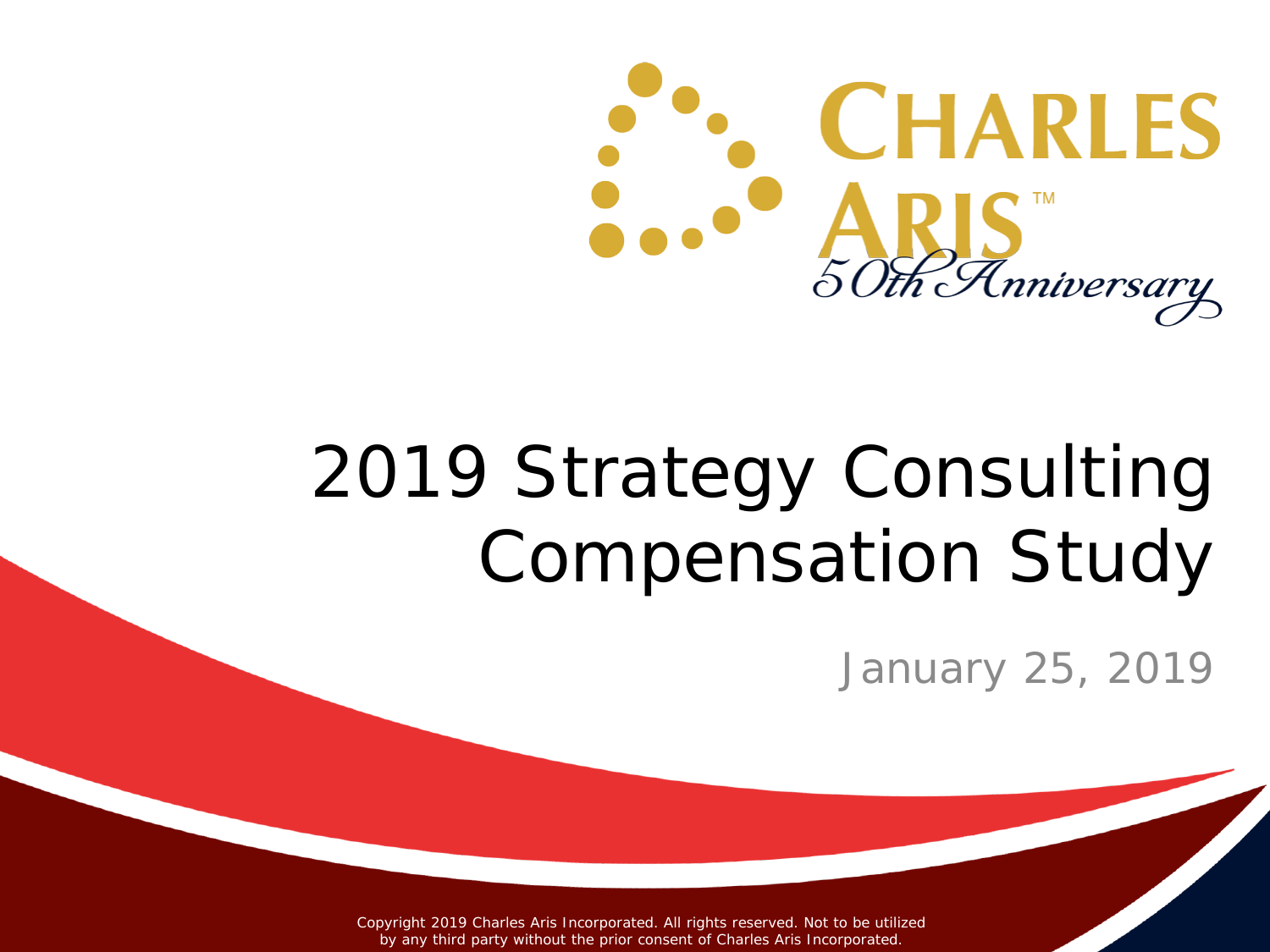CHARLES ARIS™

*50th Anniversary*

# 2019 Strategy Consulting Compensation Study

January 25, 2019

Copyright 2019 Charles Aris Incorporated. All rights reserved. Not to be utilized by any third party without the prior consent of Charles Aris Incorporated.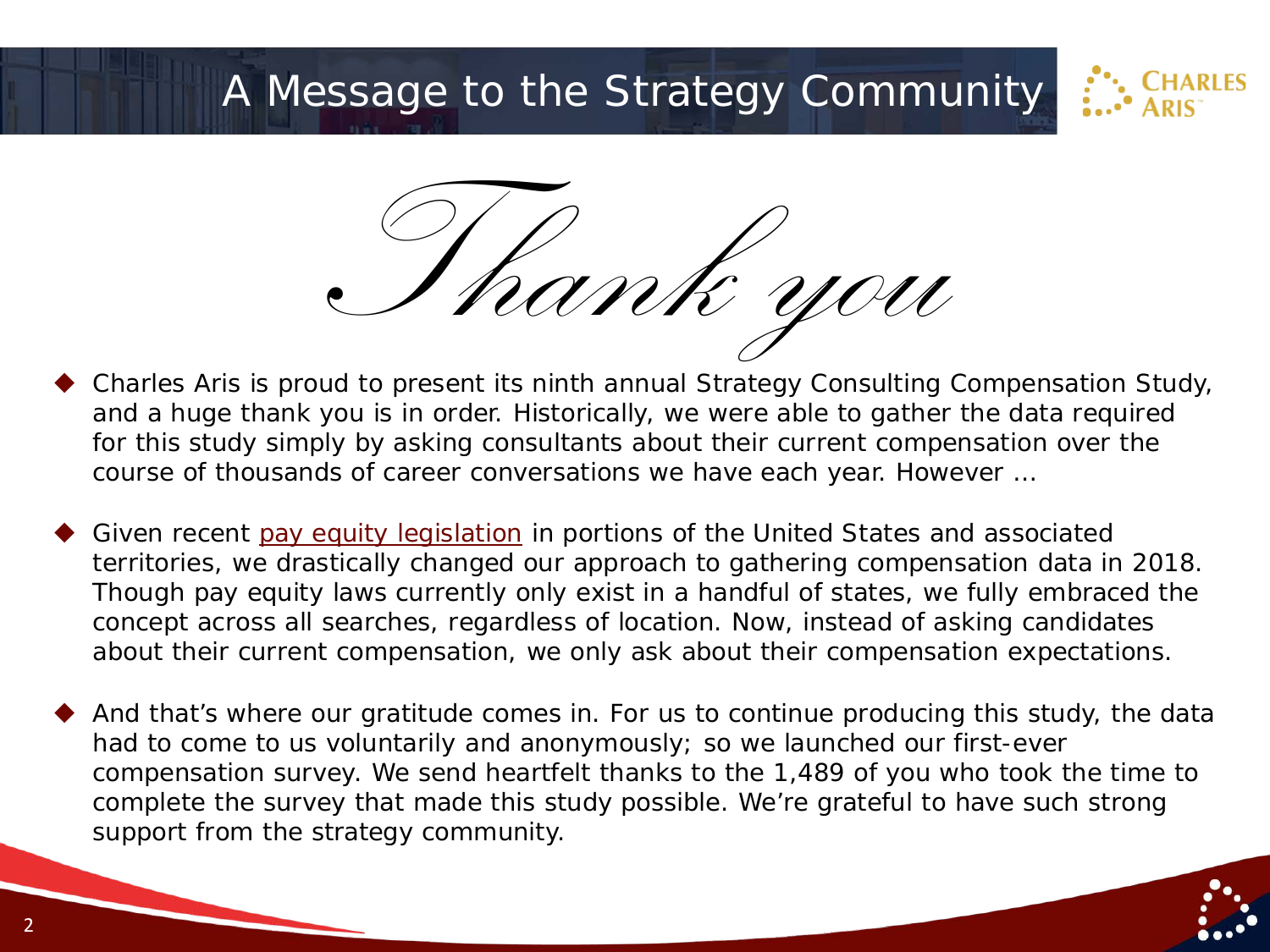# A Message to the Strategy Community

*Thank you*

- Charles Aris is proud to present its ninth annual Strategy Consulting Compensation Study, and a huge thank you is in order. Historically, we were able to gather the data required for this study simply by asking consultants about their current compensation over the course of thousands of career conversations we have each year. However …

- Given recent pay equity legislation in portions of the United States and associated territories, we drastically changed our approach to gathering compensation data in 2018. Though pay equity laws currently only exist in a handful of states, we fully embraced the concept across all searches, regardless of location. Now, instead of asking candidates about their current compensation, we only ask about their compensation expectations.

- And that's where our gratitude comes in. For us to continue producing this study, the data had to come to us voluntarily and anonymously; so we launched our first-ever compensation survey. We send heartfelt thanks to the 1,489 of you who took the time to complete the survey that made this study possible. We're grateful to have such strong support from the strategy community.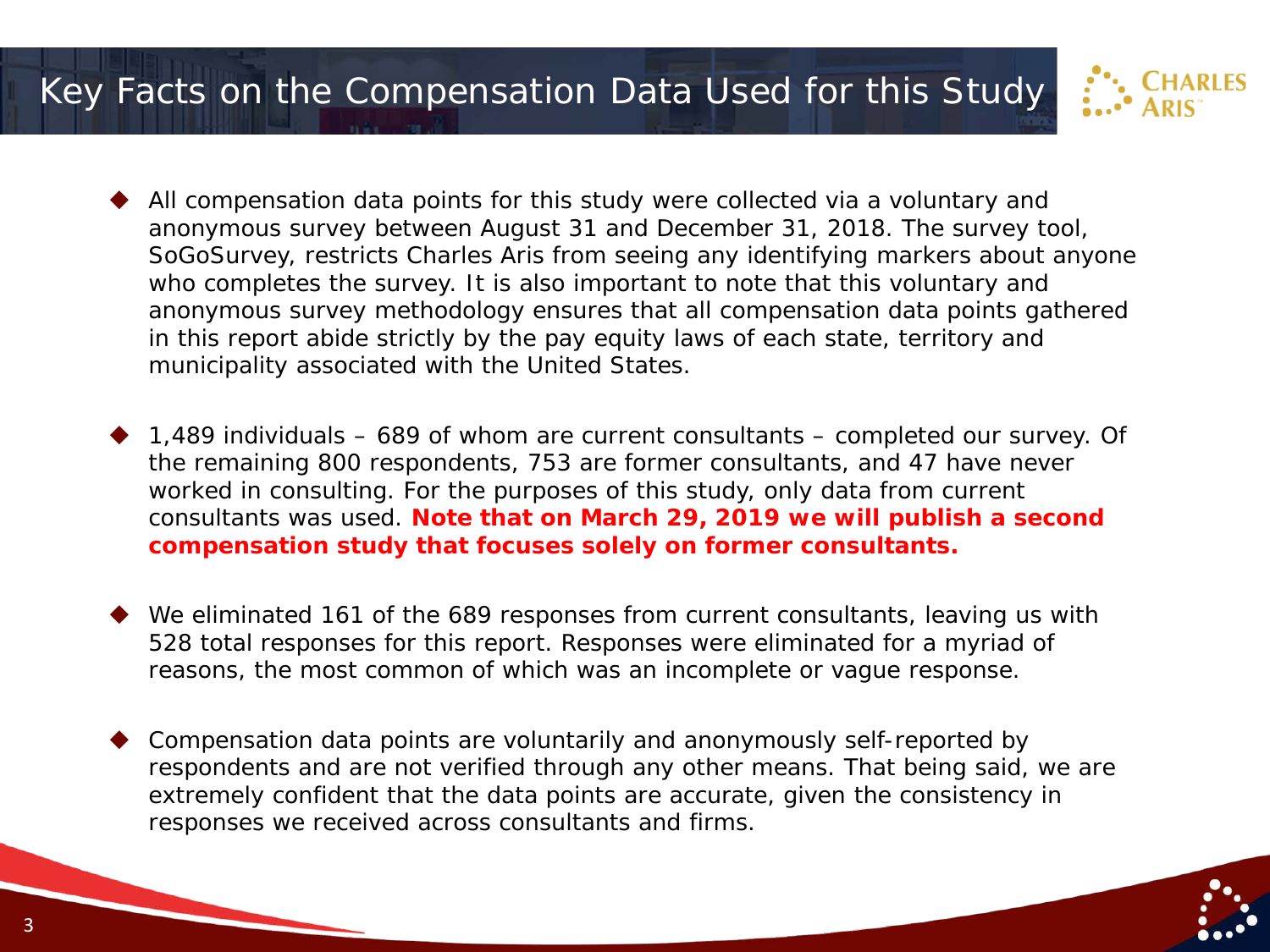# Key Facts on the Compensation Data Used for this Study

- All compensation data points for this study were collected via a voluntary and anonymous survey between August 31 and December 31, 2018. The survey tool, SoGoSurvey, restricts Charles Aris from seeing any identifying markers about anyone who completes the survey. It is also important to note that this voluntary and anonymous survey methodology ensures that all compensation data points gathered in this report abide strictly by the pay equity laws of each state, territory and municipality associated with the United States.

- 1,489 individuals – 689 of whom are current consultants – completed our survey. Of the remaining 800 respondents, 753 are former consultants, and 47 have never worked in consulting. For the purposes of this study, only data from current consultants was used. **Note that on March 29, 2019 we will publish a second compensation study that focuses solely on former consultants.**

- We eliminated 161 of the 689 responses from current consultants, leaving us with 528 total responses for this report. Responses were eliminated for a myriad of reasons, the most common of which was an incomplete or vague response.

- Compensation data points are voluntarily and anonymously self-reported by respondents and are not verified through any other means. That being said, we are extremely confident that the data points are accurate, given the consistency in responses we received across consultants and firms.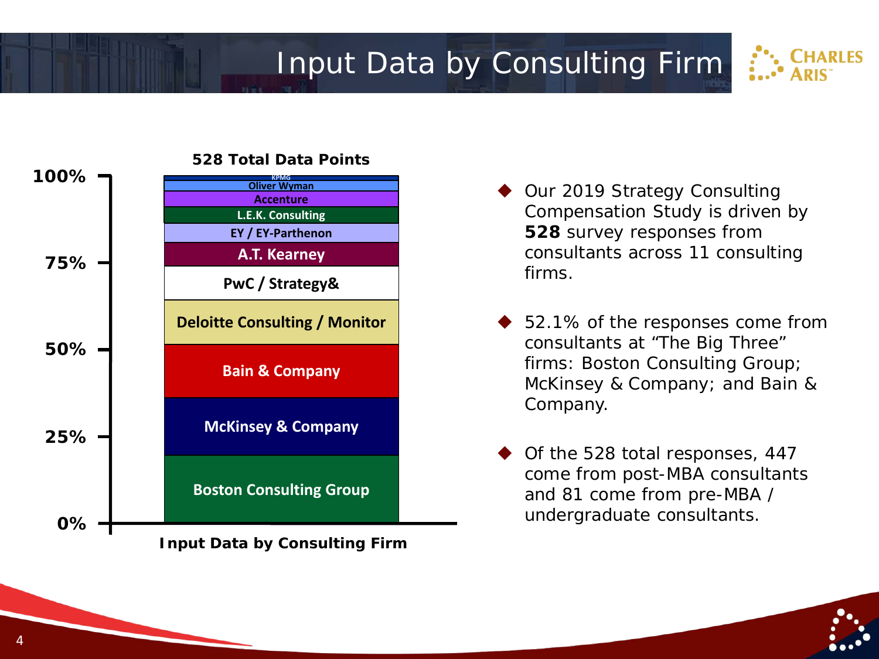# Input Data by Consulting Firm

**528 Total Data Points**

| Consulting Firm |
|---|
| KPMG |
| Oliver Wyman |
| Accenture |
| L.E.K. Consulting |
| EY / EY-Parthenon |
| A.T. Kearney |
| PwC / Strategy& |
| Deloitte Consulting / Monitor |
| Bain & Company |
| McKinsey & Company |
| Boston Consulting Group |

Y-axis: 0%, 25%, 50%, 75%, 100%

**Input Data by Consulting Firm**

- Our 2019 Strategy Consulting Compensation Study is driven by **528** survey responses from consultants across 11 consulting firms.
- 52.1% of the responses come from consultants at "The Big Three" firms: Boston Consulting Group; McKinsey & Company; and Bain & Company.
- Of the 528 total responses, 447 come from post-MBA consultants and 81 come from pre-MBA / undergraduate consultants.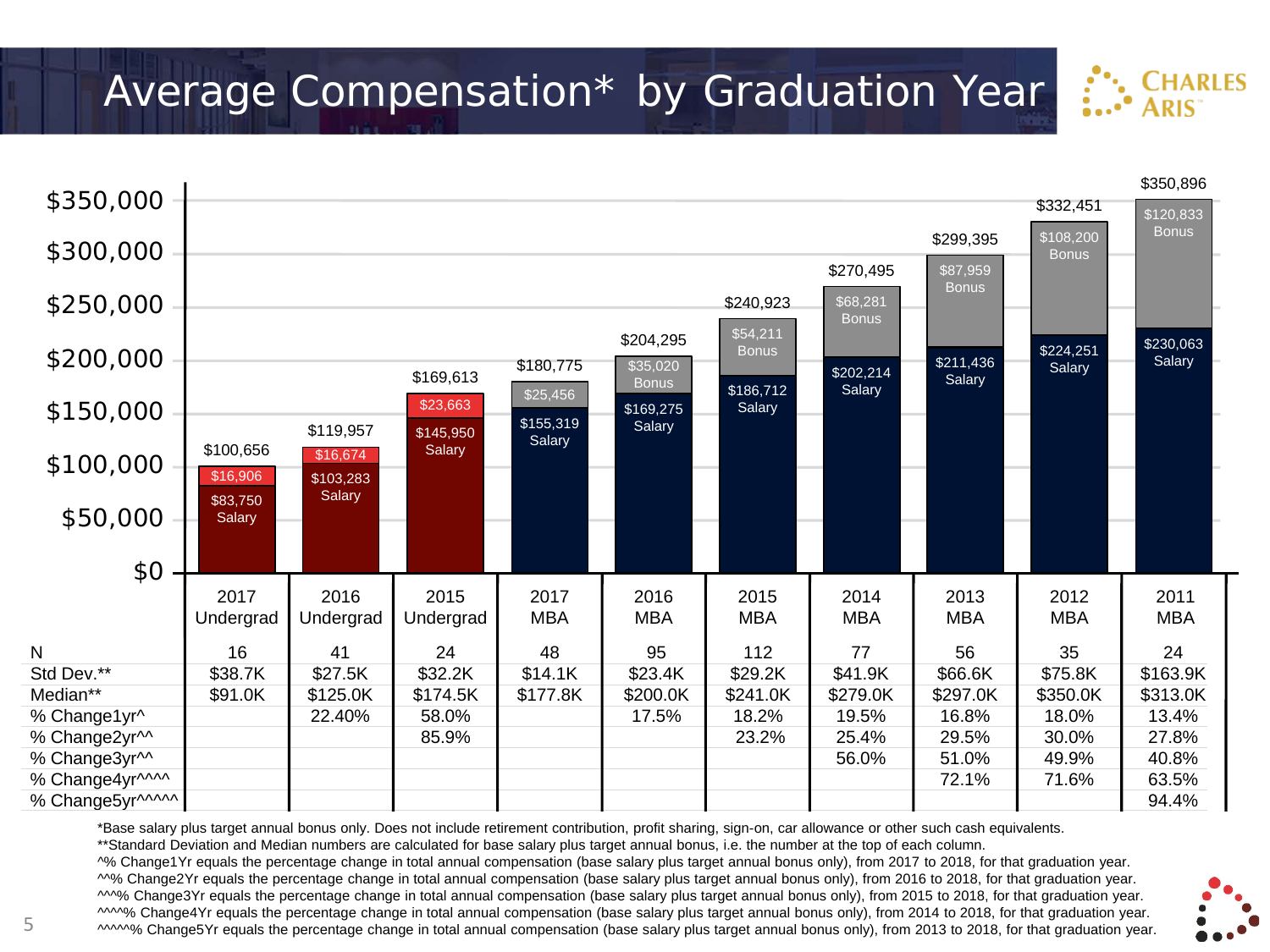# Average Compensation* by Graduation Year

| | 2017 Undergrad | 2016 Undergrad | 2015 Undergrad | 2017 MBA | 2016 MBA | 2015 MBA | 2014 MBA | 2013 MBA | 2012 MBA | 2011 MBA |
|---|---|---|---|---|---|---|---|---|---|---|
| Total | $100,656 | $119,957 | $169,613 | $180,775 | $204,295 | $240,923 | $270,495 | $299,395 | $332,451 | $350,896 |
| Bonus | $16,906 | $16,674 | $23,663 | $25,456 | $35,020 | $54,211 | $68,281 | $87,959 | $108,200 | $120,833 |
| Salary | $83,750 | $103,283 | $145,950 | $155,319 | $169,275 | $186,712 | $202,214 | $211,436 | $224,251 | $230,063 |
| N | 16 | 41 | 24 | 48 | 95 | 112 | 77 | 56 | 35 | 24 |
| Std Dev.** | $38.7K | $27.5K | $32.2K | $14.1K | $23.4K | $29.2K | $41.9K | $66.6K | $75.8K | $163.9K |
| Median** | $91.0K | $125.0K | $174.5K | $177.8K | $200.0K | $241.0K | $279.0K | $297.0K | $350.0K | $313.0K |
| % Change1yr^ | | 22.40% | 58.0% | | 17.5% | 18.2% | 19.5% | 16.8% | 18.0% | 13.4% |
| % Change2yr^^ | | | 85.9% | | | 23.2% | 25.4% | 29.5% | 30.0% | 27.8% |
| % Change3yr^^ | | | | | | | 56.0% | 51.0% | 49.9% | 40.8% |
| % Change4yr^^^^ | | | | | | | | 72.1% | 71.6% | 63.5% |
| % Change5yr^^^^^ | | | | | | | | | | 94.4% |

*Base salary plus target annual bonus only. Does not include retirement contribution, profit sharing, sign-on, car allowance or other such cash equivalents.
**Standard Deviation and Median numbers are calculated for base salary plus target annual bonus, i.e. the number at the top of each column.
^% Change1Yr equals the percentage change in total annual compensation (base salary plus target annual bonus only), from 2017 to 2018, for that graduation year.
^^% Change2Yr equals the percentage change in total annual compensation (base salary plus target annual bonus only), from 2016 to 2018, for that graduation year.
^^^% Change3Yr equals the percentage change in total annual compensation (base salary plus target annual bonus only), from 2015 to 2018, for that graduation year.
^^^^% Change4Yr equals the percentage change in total annual compensation (base salary plus target annual bonus only), from 2014 to 2018, for that graduation year.
^^^^^% Change5Yr equals the percentage change in total annual compensation (base salary plus target annual bonus only), from 2013 to 2018, for that graduation year.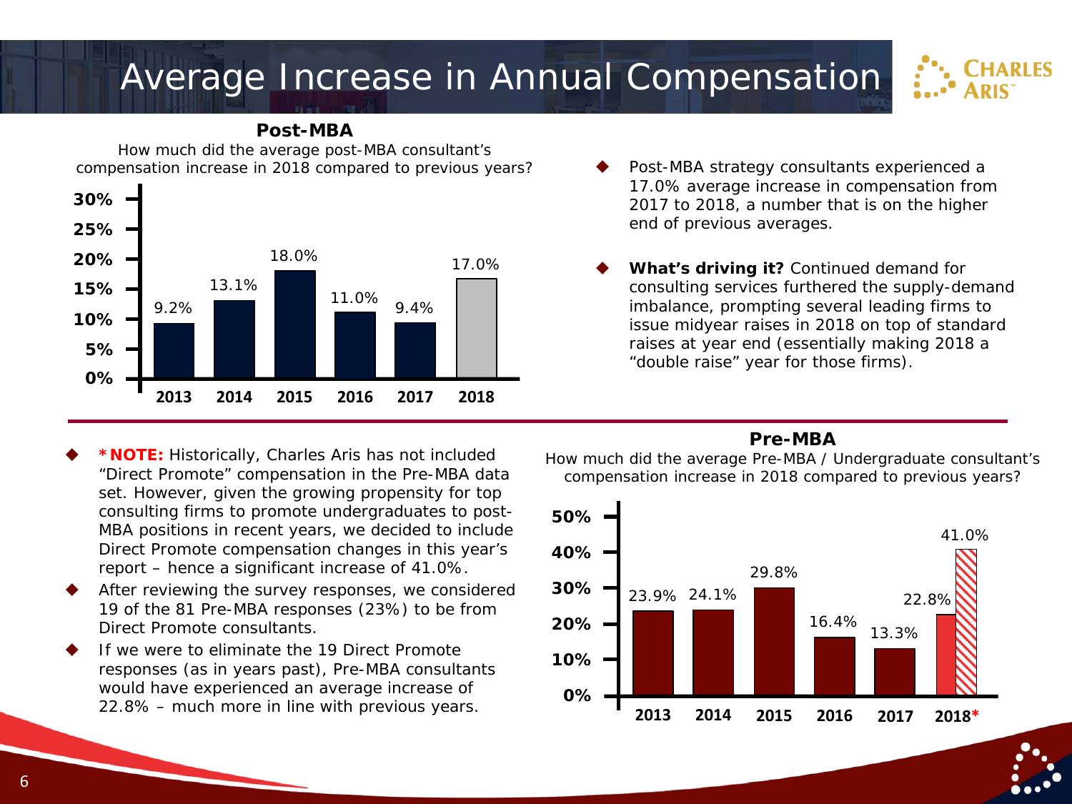# Average Increase in Annual Compensation

## Post-MBA

How much did the average post-MBA consultant's compensation increase in 2018 compared to previous years?

| Year | Increase |
|---|---|
| 2013 | 9.2% |
| 2014 | 13.1% |
| 2015 | 18.0% |
| 2016 | 11.0% |
| 2017 | 9.4% |
| 2018 | 17.0% |

- Post-MBA strategy consultants experienced a 17.0% average increase in compensation from 2017 to 2018, a number that is on the higher end of previous averages.
- **What's driving it?** Continued demand for consulting services furthered the supply-demand imbalance, prompting several leading firms to issue midyear raises in 2018 on top of standard raises at year end (essentially making 2018 a "double raise" year for those firms).

## Pre-MBA

How much did the average Pre-MBA / Undergraduate consultant's compensation increase in 2018 compared to previous years?

| Year | Increase |
|---|---|
| 2013 | 23.9% |
| 2014 | 24.1% |
| 2015 | 29.8% |
| 2016 | 16.4% |
| 2017 | 13.3% |
| 2018* | 22.8% / 41.0% |

- ***NOTE:** Historically, Charles Aris has not included "Direct Promote" compensation in the Pre-MBA data set. However, given the growing propensity for top consulting firms to promote undergraduates to post-MBA positions in recent years, we decided to include Direct Promote compensation changes in this year's report – hence a significant increase of 41.0%.
- After reviewing the survey responses, we considered 19 of the 81 Pre-MBA responses (23%) to be from Direct Promote consultants.
- If we were to eliminate the 19 Direct Promote responses (as in years past), Pre-MBA consultants would have experienced an average increase of 22.8% – much more in line with previous years.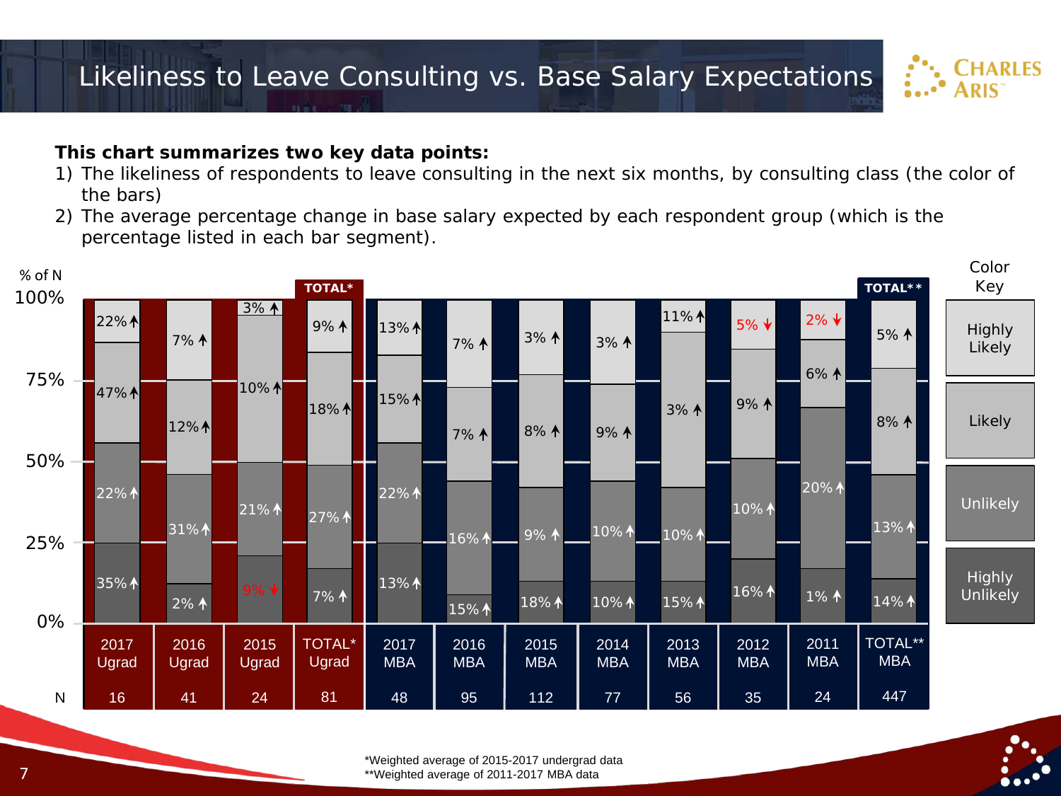# Likeliness to Leave Consulting vs. Base Salary Expectations

**This chart summarizes two key data points:**

1) The likeliness of respondents to leave consulting in the next six months, by consulting class (the color of the bars)
2) The average percentage change in base salary expected by each respondent group (which is the percentage listed in each bar segment).

| Group | N | Highly Likely | Likely | Unlikely | Highly Unlikely |
|---|---|---|---|---|---|
| 2017 Ugrad | 16 | 22% ↑ | 47% ↑ | 22% ↑ | 35% ↑ |
| 2016 Ugrad | 41 | 7% ↑ | 12% ↑ | 31% ↑ | 2% ↑ |
| 2015 Ugrad | 24 | 3% ↑ | 10% ↑ | 21% ↑ | 9% ↓ |
| TOTAL* Ugrad | 81 | 9% ↑ | 18% ↑ | 27% ↑ | 7% ↑ |
| 2017 MBA | 48 | 13% ↑ | 15% ↑ | 22% ↑ | 13% ↑ |
| 2016 MBA | 95 | 7% ↑ | 7% ↑ | 16% ↑ | 15% ↑ |
| 2015 MBA | 112 | 3% ↑ | 8% ↑ | 9% ↑ | 18% ↑ |
| 2014 MBA | 77 | 3% ↑ | 9% ↑ | 10% ↑ | 10% ↑ |
| 2013 MBA | 56 | 11% ↑ | 3% ↑ | 10% ↑ | 15% ↑ |
| 2012 MBA | 35 | 5% ↓ | 9% ↑ | 10% ↑ | 16% ↑ |
| 2011 MBA | 24 | 2% ↓ | 6% ↑ | 20% ↑ | 1% ↑ |
| TOTAL** MBA | 447 | 5% ↑ | 8% ↑ | 13% ↑ | 14% ↑ |

Y-axis: % of N (0%–100%)

\*Weighted average of 2015-2017 undergrad data
\*\*Weighted average of 2011-2017 MBA data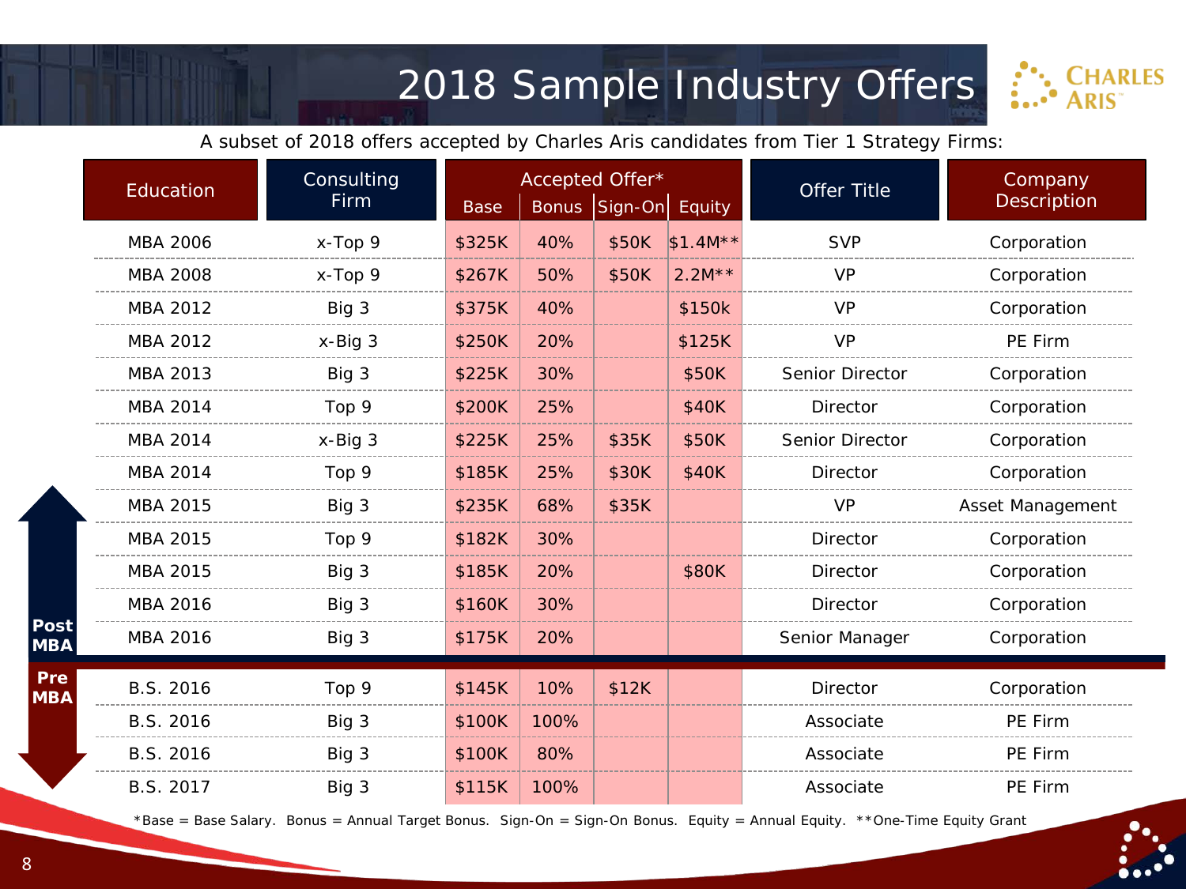# 2018 Sample Industry Offers

A subset of 2018 offers accepted by Charles Aris candidates from Tier 1 Strategy Firms:

| | Education | Consulting Firm | Accepted Offer* | | | | Offer Title | Company Description |
|---|---|---|---|---|---|---|---|---|
| | | | Base | Bonus | Sign-On | Equity | | |
| Post MBA | MBA 2006 | x-Top 9 | $325K | 40% | $50K | $1.4M** | SVP | Corporation |
| | MBA 2008 | x-Top 9 | $267K | 50% | $50K | 2.2M** | VP | Corporation |
| | MBA 2012 | Big 3 | $375K | 40% | | $150k | VP | Corporation |
| | MBA 2012 | x-Big 3 | $250K | 20% | | $125K | VP | PE Firm |
| | MBA 2013 | Big 3 | $225K | 30% | | $50K | Senior Director | Corporation |
| | MBA 2014 | Top 9 | $200K | 25% | | $40K | Director | Corporation |
| | MBA 2014 | x-Big 3 | $225K | 25% | $35K | $50K | Senior Director | Corporation |
| | MBA 2014 | Top 9 | $185K | 25% | $30K | $40K | Director | Corporation |
| | MBA 2015 | Big 3 | $235K | 68% | $35K | | VP | Asset Management |
| | MBA 2015 | Top 9 | $182K | 30% | | | Director | Corporation |
| | MBA 2015 | Big 3 | $185K | 20% | | $80K | Director | Corporation |
| | MBA 2016 | Big 3 | $160K | 30% | | | Director | Corporation |
| | MBA 2016 | Big 3 | $175K | 20% | | | Senior Manager | Corporation |
| Pre MBA | B.S. 2016 | Top 9 | $145K | 10% | $12K | | Director | Corporation |
| | B.S. 2016 | Big 3 | $100K | 100% | | | Associate | PE Firm |
| | B.S. 2016 | Big 3 | $100K | 80% | | | Associate | PE Firm |
| | B.S. 2017 | Big 3 | $115K | 100% | | | Associate | PE Firm |

*Base = Base Salary. Bonus = Annual Target Bonus. Sign-On = Sign-On Bonus. Equity = Annual Equity. **One-Time Equity Grant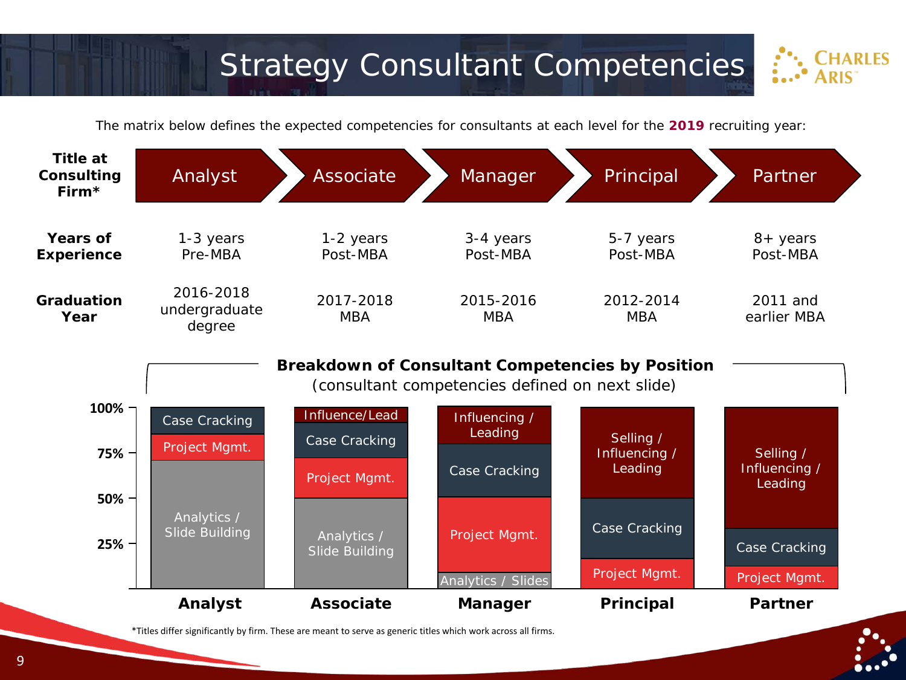# Strategy Consultant Competencies

The matrix below defines the expected competencies for consultants at each level for the **2019** recruiting year:

| Title at Consulting Firm* | Analyst | Associate | Manager | Principal | Partner |
|---|---|---|---|---|---|
| **Years of Experience** | 1-3 years Pre-MBA | 1-2 years Post-MBA | 3-4 years Post-MBA | 5-7 years Post-MBA | 8+ years Post-MBA |
| **Graduation Year** | 2016-2018 undergraduate degree | 2017-2018 MBA | 2015-2016 MBA | 2012-2014 MBA | 2011 and earlier MBA |

**Breakdown of Consultant Competencies by Position**

(consultant competencies defined on next slide)

| Competency (bottom to top of bar) | Analyst | Associate | Manager | Principal | Partner |
|---|---|---|---|---|---|
| Analytics / Slide Building | Analytics / Slide Building | Analytics / Slide Building | Analytics / Slides | | |
| Project Mgmt. | Project Mgmt. | Project Mgmt. | Project Mgmt. | Project Mgmt. | Project Mgmt. |
| Case Cracking | Case Cracking | Case Cracking | Case Cracking | Case Cracking | Case Cracking |
| Influencing / Leading | | Influence/Lead | Influencing / Leading | | |
| Selling / Influencing / Leading | | | | Selling / Influencing / Leading | Selling / Influencing / Leading |

*Titles differ significantly by firm. These are meant to serve as generic titles which work across all firms.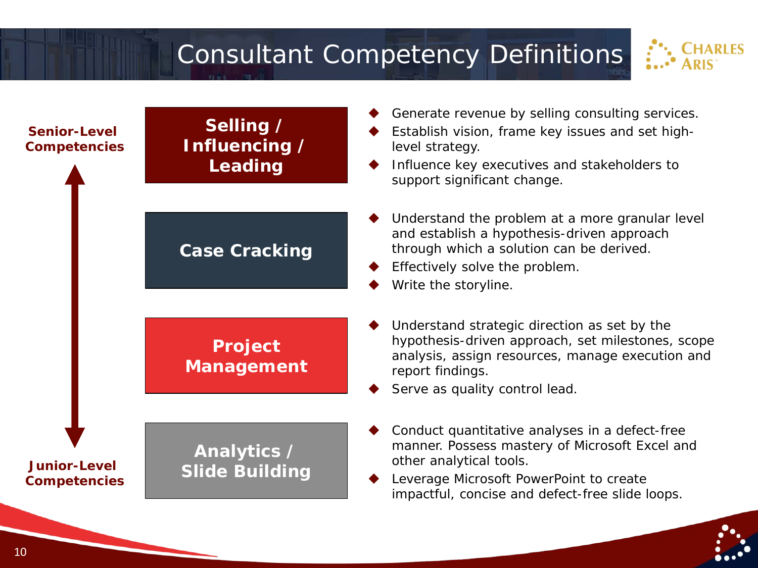# Consultant Competency Definitions

**Senior-Level Competencies**

↕

**Junior-Level Competencies**

## Selling / Influencing / Leading

- Generate revenue by selling consulting services.
- Establish vision, frame key issues and set high-level strategy.
- Influence key executives and stakeholders to support significant change.

## Case Cracking

- Understand the problem at a more granular level and establish a hypothesis-driven approach through which a solution can be derived.
- Effectively solve the problem.
- Write the storyline.

## Project Management

- Understand strategic direction as set by the hypothesis-driven approach, set milestones, scope analysis, assign resources, manage execution and report findings.
- Serve as quality control lead.

## Analytics / Slide Building

- Conduct quantitative analyses in a defect-free manner. Possess mastery of Microsoft Excel and other analytical tools.
- Leverage Microsoft PowerPoint to create impactful, concise and defect-free slide loops.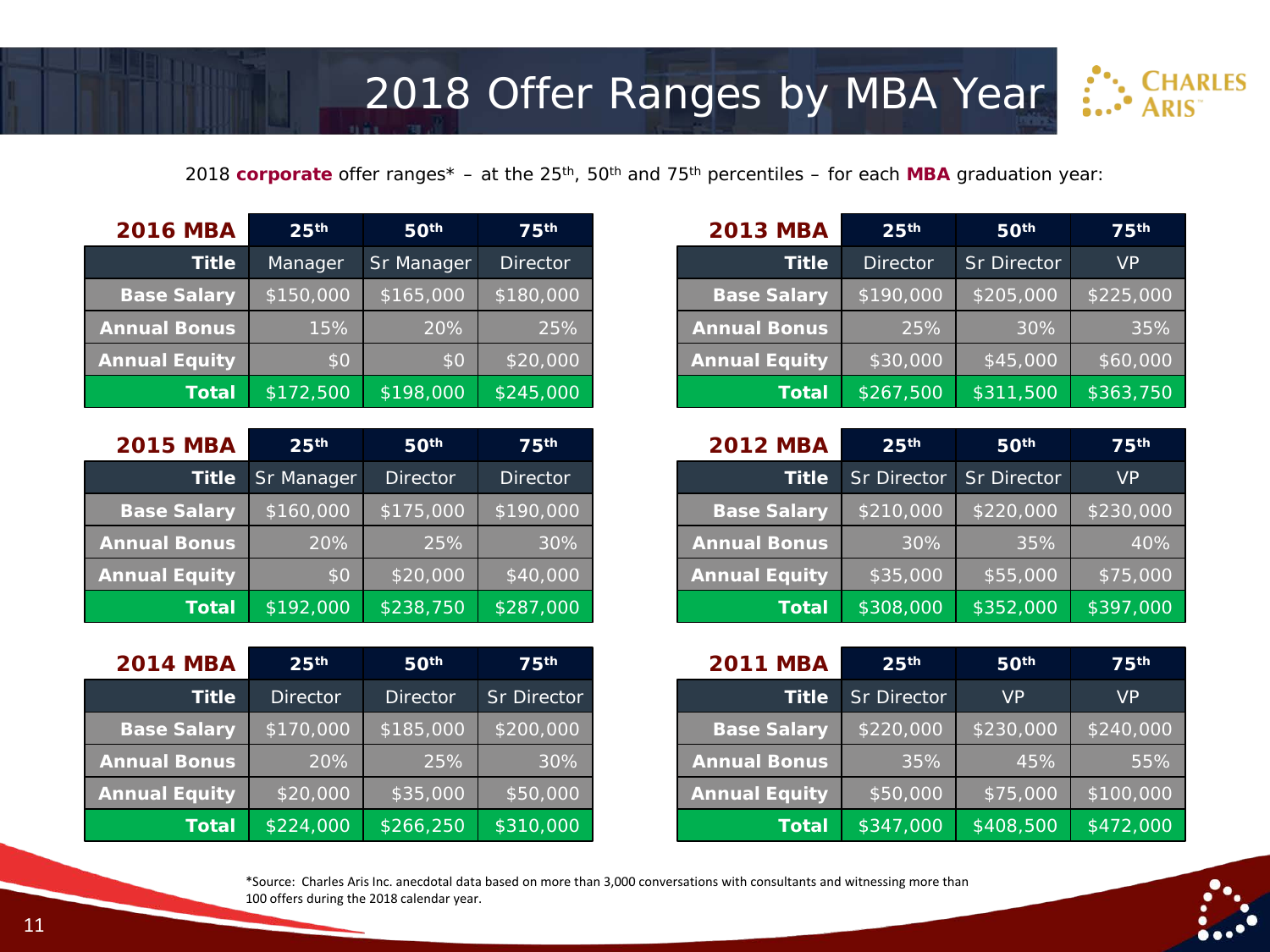# 2018 Offer Ranges by MBA Year

2018 **corporate** offer ranges* – at the 25th, 50th and 75th percentiles – for each **MBA** graduation year:

| 2016 MBA | 25th | 50th | 75th |
|---|---|---|---|
| Title | Manager | Sr Manager | Director |
| Base Salary | $150,000 | $165,000 | $180,000 |
| Annual Bonus | 15% | 20% | 25% |
| Annual Equity | $0 | $0 | $20,000 |
| Total | $172,500 | $198,000 | $245,000 |

| 2015 MBA | 25th | 50th | 75th |
|---|---|---|---|
| Title | Sr Manager | Director | Director |
| Base Salary | $160,000 | $175,000 | $190,000 |
| Annual Bonus | 20% | 25% | 30% |
| Annual Equity | $0 | $20,000 | $40,000 |
| Total | $192,000 | $238,750 | $287,000 |

| 2014 MBA | 25th | 50th | 75th |
|---|---|---|---|
| Title | Director | Director | Sr Director |
| Base Salary | $170,000 | $185,000 | $200,000 |
| Annual Bonus | 20% | 25% | 30% |
| Annual Equity | $20,000 | $35,000 | $50,000 |
| Total | $224,000 | $266,250 | $310,000 |

| 2013 MBA | 25th | 50th | 75th |
|---|---|---|---|
| Title | Director | Sr Director | VP |
| Base Salary | $190,000 | $205,000 | $225,000 |
| Annual Bonus | 25% | 30% | 35% |
| Annual Equity | $30,000 | $45,000 | $60,000 |
| Total | $267,500 | $311,500 | $363,750 |

| 2012 MBA | 25th | 50th | 75th |
|---|---|---|---|
| Title | Sr Director | Sr Director | VP |
| Base Salary | $210,000 | $220,000 | $230,000 |
| Annual Bonus | 30% | 35% | 40% |
| Annual Equity | $35,000 | $55,000 | $75,000 |
| Total | $308,000 | $352,000 | $397,000 |

| 2011 MBA | 25th | 50th | 75th |
|---|---|---|---|
| Title | Sr Director | VP | VP |
| Base Salary | $220,000 | $230,000 | $240,000 |
| Annual Bonus | 35% | 45% | 55% |
| Annual Equity | $50,000 | $75,000 | $100,000 |
| Total | $347,000 | $408,500 | $472,000 |

*Source: Charles Aris Inc. anecdotal data based on more than 3,000 conversations with consultants and witnessing more than 100 offers during the 2018 calendar year.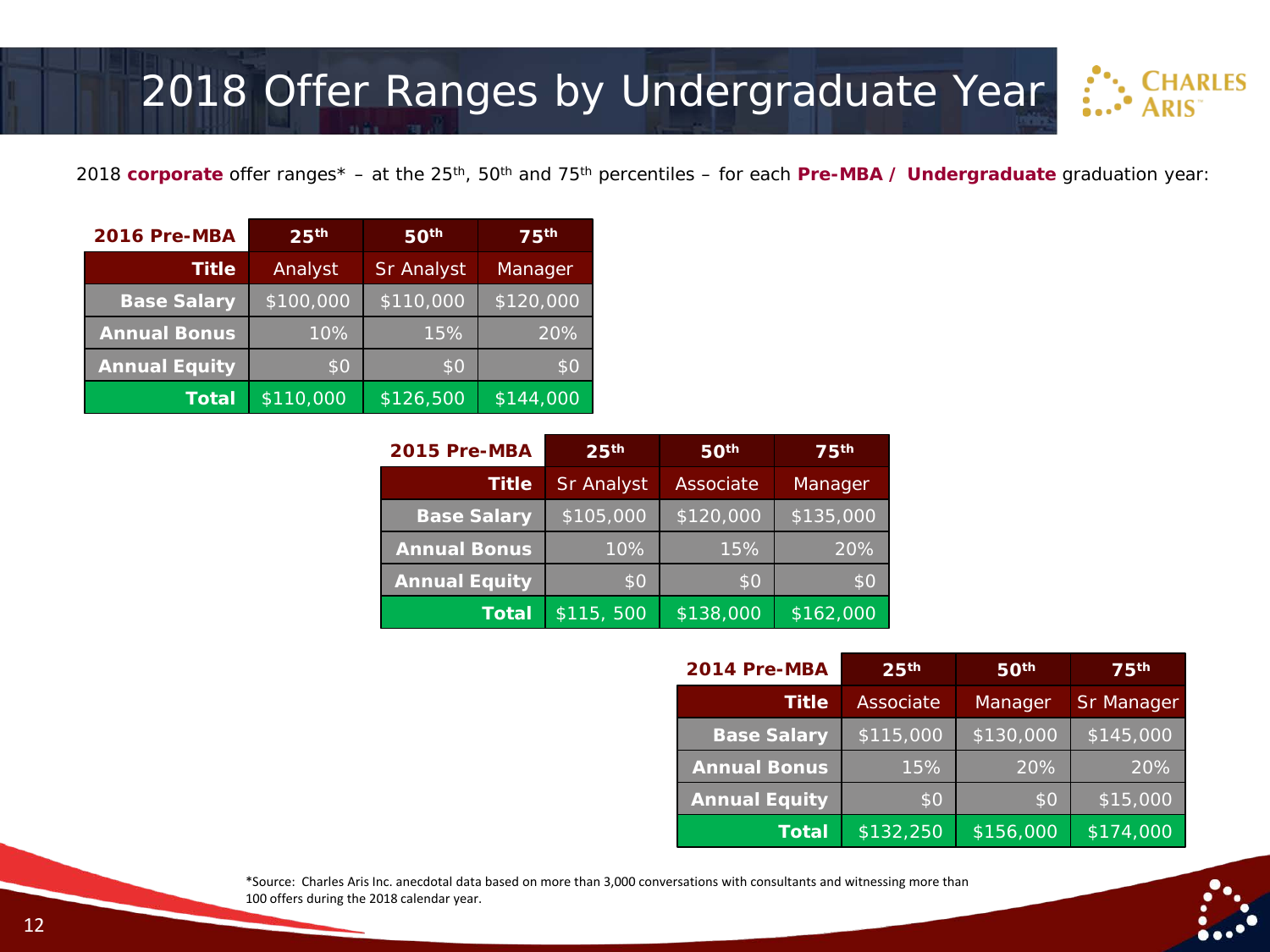# 2018 Offer Ranges by Undergraduate Year

2018 **corporate** offer ranges* – at the 25th, 50th and 75th percentiles – for each **Pre-MBA / Undergraduate** graduation year:

| 2016 Pre-MBA | 25th | 50th | 75th |
|---|---|---|---|
| **Title** | Analyst | Sr Analyst | Manager |
| **Base Salary** | $100,000 | $110,000 | $120,000 |
| **Annual Bonus** | 10% | 15% | 20% |
| **Annual Equity** | $0 | $0 | $0 |
| **Total** | $110,000 | $126,500 | $144,000 |

| 2015 Pre-MBA | 25th | 50th | 75th |
|---|---|---|---|
| **Title** | Sr Analyst | Associate | Manager |
| **Base Salary** | $105,000 | $120,000 | $135,000 |
| **Annual Bonus** | 10% | 15% | 20% |
| **Annual Equity** | $0 | $0 | $0 |
| **Total** | $115, 500 | $138,000 | $162,000 |

| 2014 Pre-MBA | 25th | 50th | 75th |
|---|---|---|---|
| **Title** | Associate | Manager | Sr Manager |
| **Base Salary** | $115,000 | $130,000 | $145,000 |
| **Annual Bonus** | 15% | 20% | 20% |
| **Annual Equity** | $0 | $0 | $15,000 |
| **Total** | $132,250 | $156,000 | $174,000 |

*Source: Charles Aris Inc. anecdotal data based on more than 3,000 conversations with consultants and witnessing more than 100 offers during the 2018 calendar year.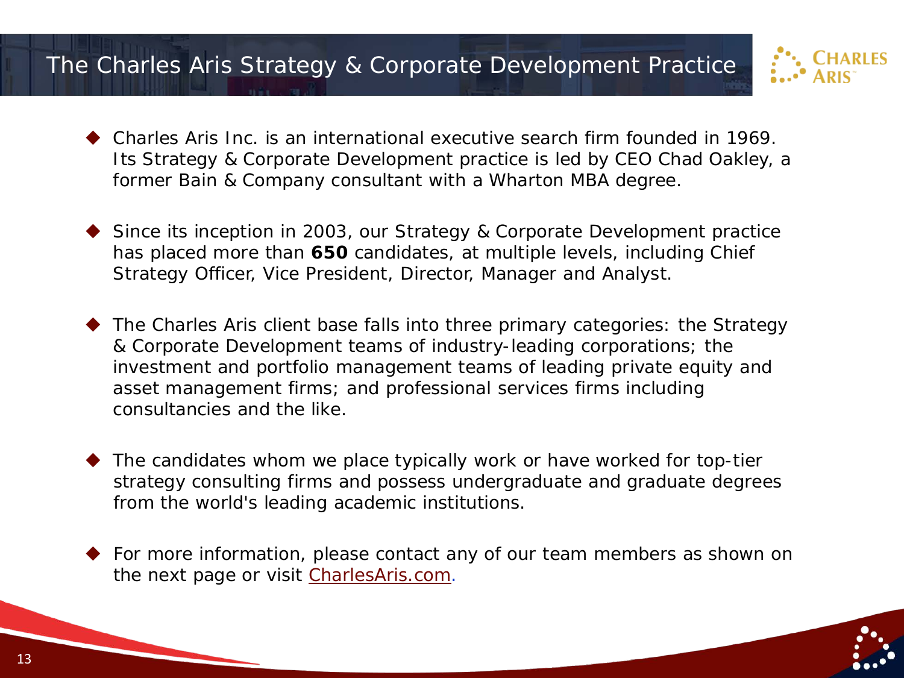# The Charles Aris Strategy & Corporate Development Practice

- Charles Aris Inc. is an international executive search firm founded in 1969. Its Strategy & Corporate Development practice is led by CEO Chad Oakley, a former Bain & Company consultant with a Wharton MBA degree.

- Since its inception in 2003, our Strategy & Corporate Development practice has placed more than **650** candidates, at multiple levels, including Chief Strategy Officer, Vice President, Director, Manager and Analyst.

- The Charles Aris client base falls into three primary categories: the Strategy & Corporate Development teams of industry-leading corporations; the investment and portfolio management teams of leading private equity and asset management firms; and professional services firms including consultancies and the like.

- The candidates whom we place typically work or have worked for top-tier strategy consulting firms and possess undergraduate and graduate degrees from the world's leading academic institutions.

- For more information, please contact any of our team members as shown on the next page or visit CharlesAris.com.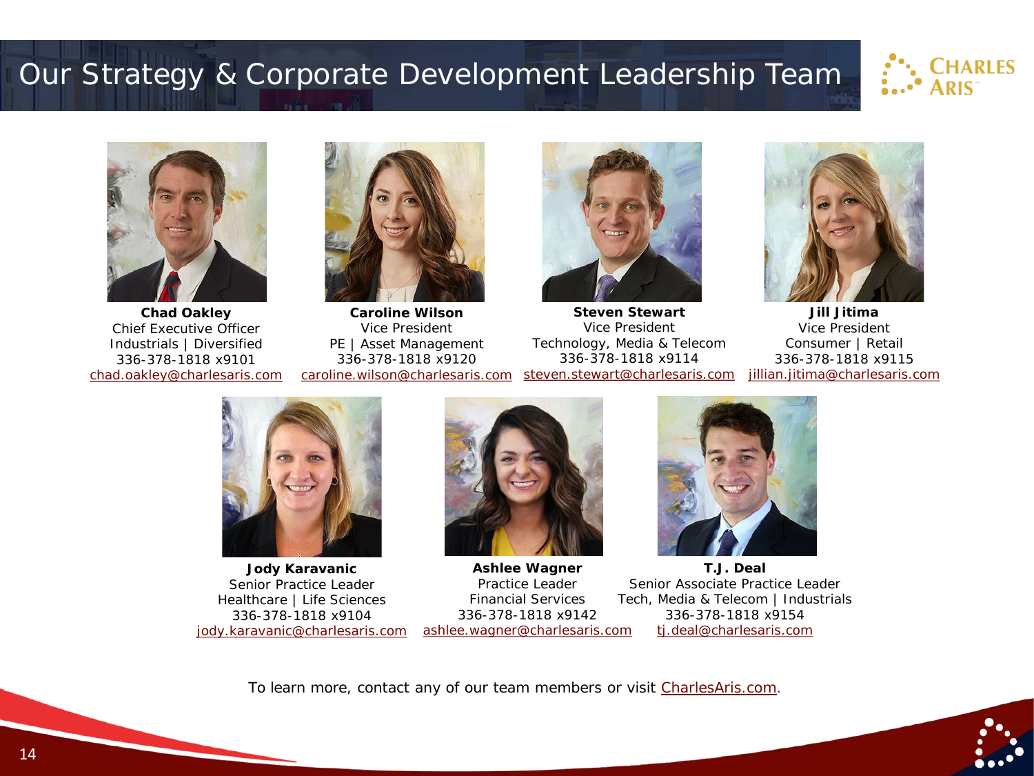# Our Strategy & Corporate Development Leadership Team

**Chad Oakley**
Chief Executive Officer
Industrials | Diversified
336-378-1818 x9101
chad.oakley@charlesaris.com

**Caroline Wilson**
Vice President
PE | Asset Management
336-378-1818 x9120
caroline.wilson@charlesaris.com

**Steven Stewart**
Vice President
Technology, Media & Telecom
336-378-1818 x9114
steven.stewart@charlesaris.com

**Jill Jitima**
Vice President
Consumer | Retail
336-378-1818 x9115
jillian.jitima@charlesaris.com

**Jody Karavanic**
Senior Practice Leader
Healthcare | Life Sciences
336-378-1818 x9104
jody.karavanic@charlesaris.com

**Ashlee Wagner**
Practice Leader
Financial Services
336-378-1818 x9142
ashlee.wagner@charlesaris.com

**T.J. Deal**
Senior Associate Practice Leader
Tech, Media & Telecom | Industrials
336-378-1818 x9154
tj.deal@charlesaris.com

To learn more, contact any of our team members or visit CharlesAris.com.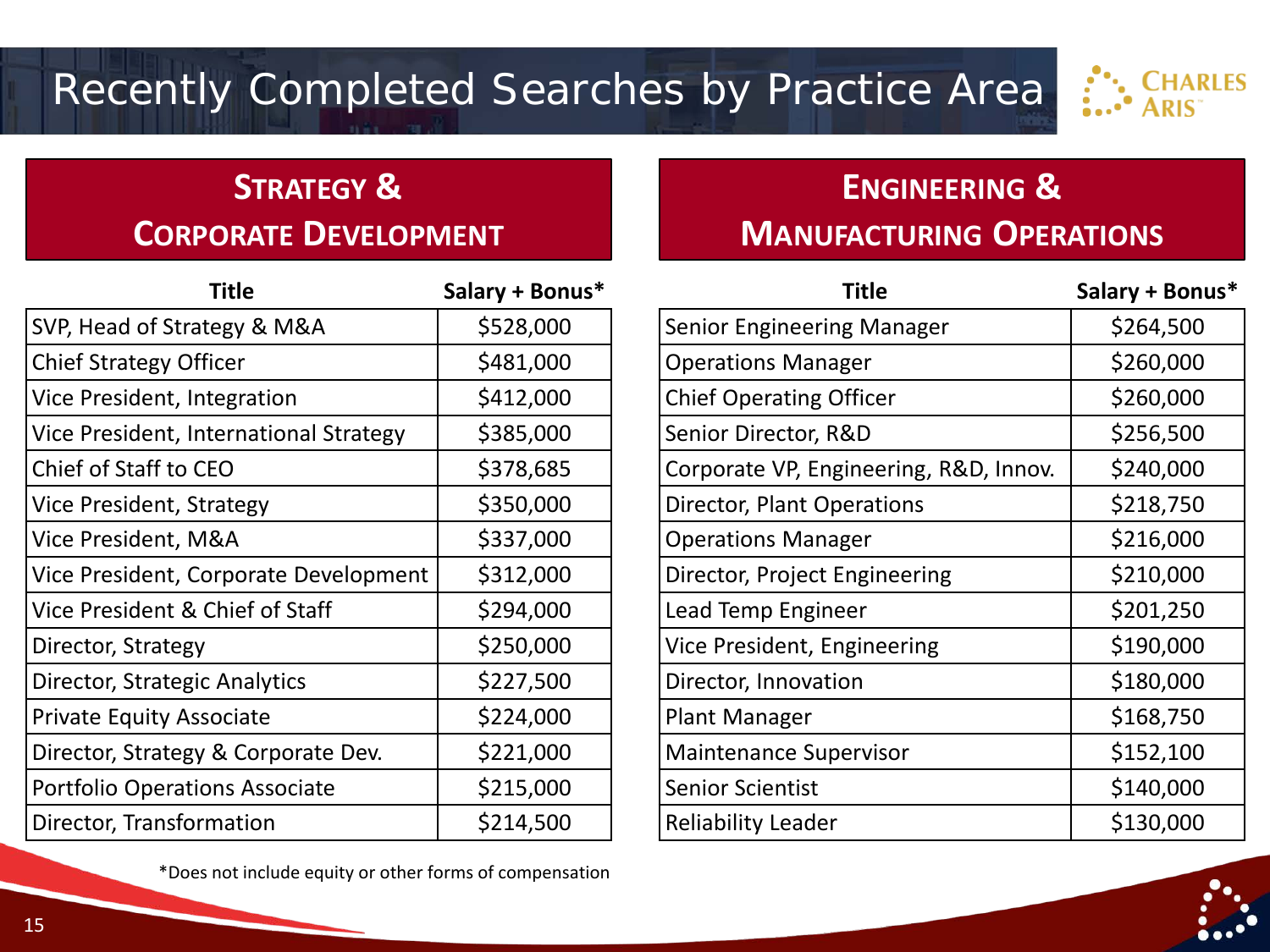# Recently Completed Searches by Practice Area

## Strategy & Corporate Development

| Title | Salary + Bonus* |
|---|---|
| SVP, Head of Strategy & M&A | $528,000 |
| Chief Strategy Officer | $481,000 |
| Vice President, Integration | $412,000 |
| Vice President, International Strategy | $385,000 |
| Chief of Staff to CEO | $378,685 |
| Vice President, Strategy | $350,000 |
| Vice President, M&A | $337,000 |
| Vice President, Corporate Development | $312,000 |
| Vice President & Chief of Staff | $294,000 |
| Director, Strategy | $250,000 |
| Director, Strategic Analytics | $227,500 |
| Private Equity Associate | $224,000 |
| Director, Strategy & Corporate Dev. | $221,000 |
| Portfolio Operations Associate | $215,000 |
| Director, Transformation | $214,500 |

## Engineering & Manufacturing Operations

| Title | Salary + Bonus* |
|---|---|
| Senior Engineering Manager | $264,500 |
| Operations Manager | $260,000 |
| Chief Operating Officer | $260,000 |
| Senior Director, R&D | $256,500 |
| Corporate VP, Engineering, R&D, Innov. | $240,000 |
| Director, Plant Operations | $218,750 |
| Operations Manager | $216,000 |
| Director, Project Engineering | $210,000 |
| Lead Temp Engineer | $201,250 |
| Vice President, Engineering | $190,000 |
| Director, Innovation | $180,000 |
| Plant Manager | $168,750 |
| Maintenance Supervisor | $152,100 |
| Senior Scientist | $140,000 |
| Reliability Leader | $130,000 |

*Does not include equity or other forms of compensation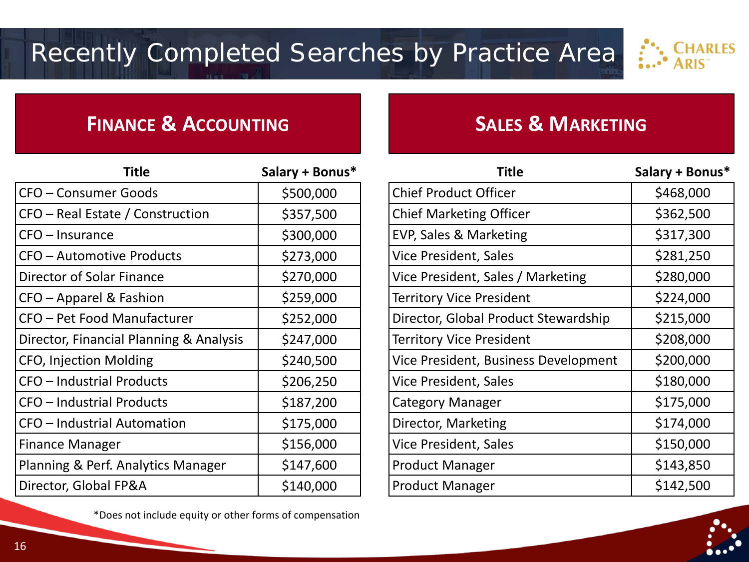# Recently Completed Searches by Practice Area

## Finance & Accounting

| Title | Salary + Bonus* |
|---|---|
| CFO – Consumer Goods | $500,000 |
| CFO – Real Estate / Construction | $357,500 |
| CFO – Insurance | $300,000 |
| CFO – Automotive Products | $273,000 |
| Director of Solar Finance | $270,000 |
| CFO – Apparel & Fashion | $259,000 |
| CFO – Pet Food Manufacturer | $252,000 |
| Director, Financial Planning & Analysis | $247,000 |
| CFO, Injection Molding | $240,500 |
| CFO – Industrial Products | $206,250 |
| CFO – Industrial Products | $187,200 |
| CFO – Industrial Automation | $175,000 |
| Finance Manager | $156,000 |
| Planning & Perf. Analytics Manager | $147,600 |
| Director, Global FP&A | $140,000 |

## Sales & Marketing

| Title | Salary + Bonus* |
|---|---|
| Chief Product Officer | $468,000 |
| Chief Marketing Officer | $362,500 |
| EVP, Sales & Marketing | $317,300 |
| Vice President, Sales | $281,250 |
| Vice President, Sales / Marketing | $280,000 |
| Territory Vice President | $224,000 |
| Director, Global Product Stewardship | $215,000 |
| Territory Vice President | $208,000 |
| Vice President, Business Development | $200,000 |
| Vice President, Sales | $180,000 |
| Category Manager | $175,000 |
| Director, Marketing | $174,000 |
| Vice President, Sales | $150,000 |
| Product Manager | $143,850 |
| Product Manager | $142,500 |

*Does not include equity or other forms of compensation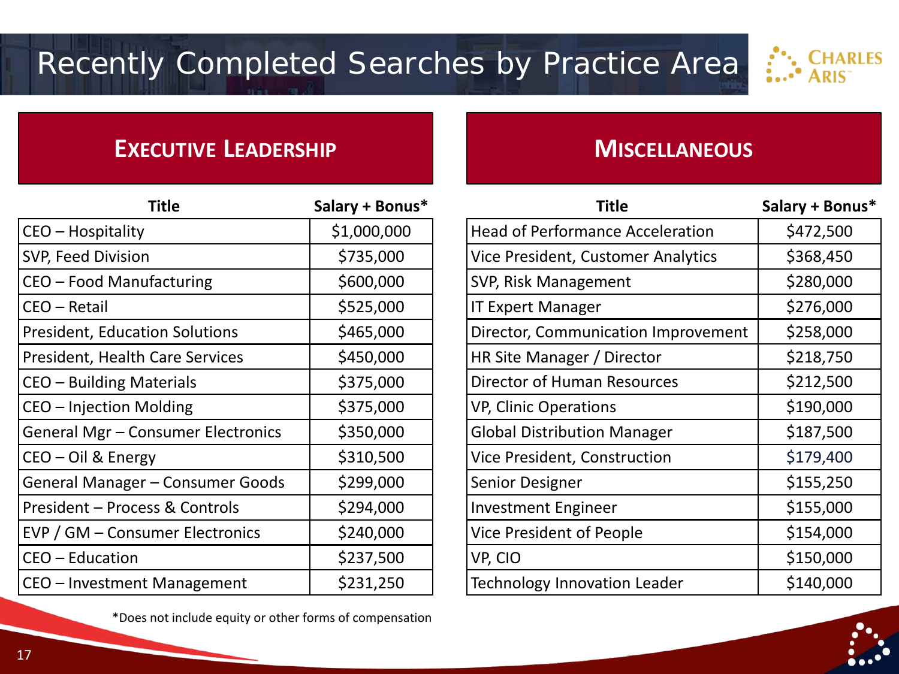# Recently Completed Searches by Practice Area

## Executive Leadership

| Title | Salary + Bonus* |
|---|---|
| CEO – Hospitality | $1,000,000 |
| SVP, Feed Division | $735,000 |
| CEO – Food Manufacturing | $600,000 |
| CEO – Retail | $525,000 |
| President, Education Solutions | $465,000 |
| President, Health Care Services | $450,000 |
| CEO – Building Materials | $375,000 |
| CEO – Injection Molding | $375,000 |
| General Mgr – Consumer Electronics | $350,000 |
| CEO – Oil & Energy | $310,500 |
| General Manager – Consumer Goods | $299,000 |
| President – Process & Controls | $294,000 |
| EVP / GM – Consumer Electronics | $240,000 |
| CEO – Education | $237,500 |
| CEO – Investment Management | $231,250 |

## Miscellaneous

| Title | Salary + Bonus* |
|---|---|
| Head of Performance Acceleration | $472,500 |
| Vice President, Customer Analytics | $368,450 |
| SVP, Risk Management | $280,000 |
| IT Expert Manager | $276,000 |
| Director, Communication Improvement | $258,000 |
| HR Site Manager / Director | $218,750 |
| Director of Human Resources | $212,500 |
| VP, Clinic Operations | $190,000 |
| Global Distribution Manager | $187,500 |
| Vice President, Construction | $179,400 |
| Senior Designer | $155,250 |
| Investment Engineer | $155,000 |
| Vice President of People | $154,000 |
| VP, CIO | $150,000 |
| Technology Innovation Leader | $140,000 |

*Does not include equity or other forms of compensation